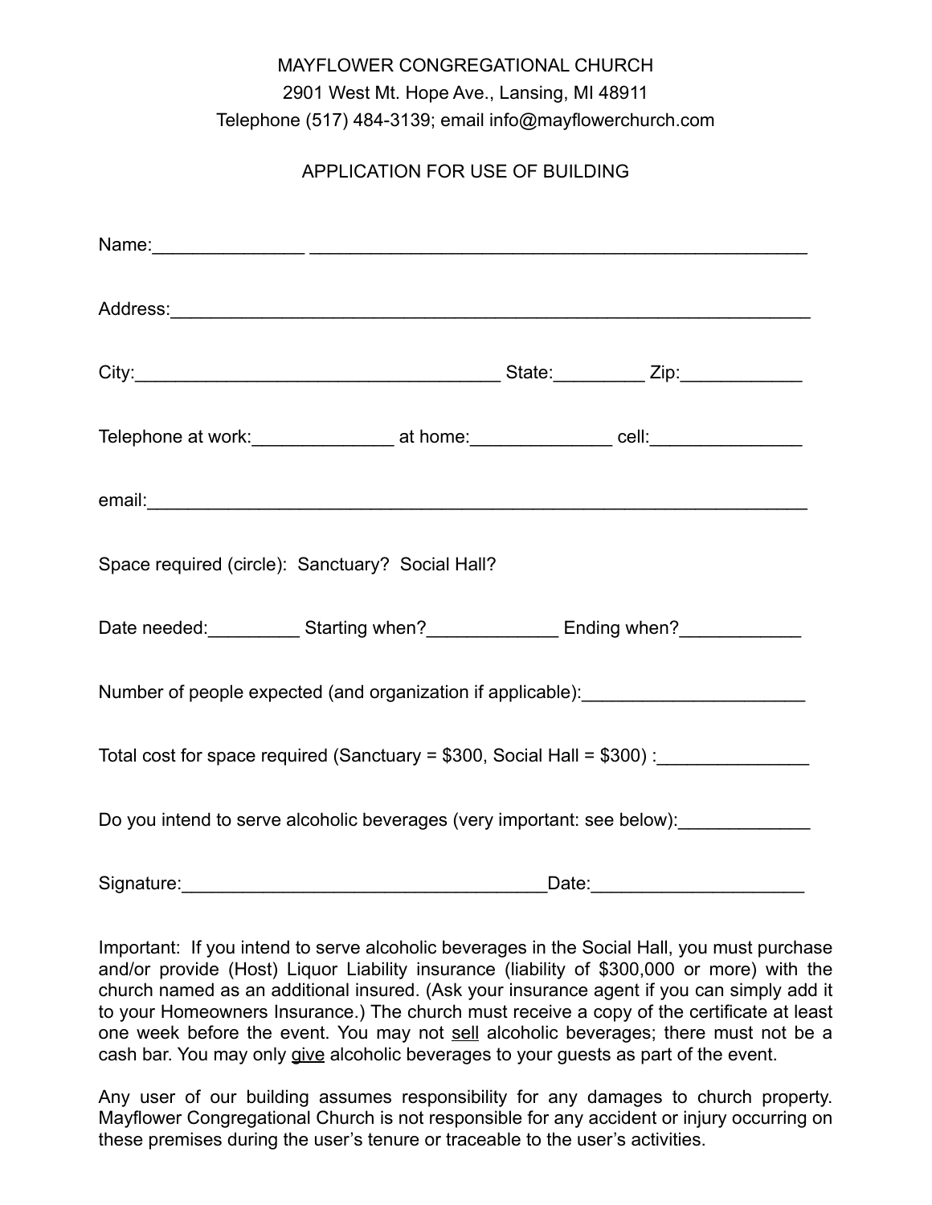MAYFLOWER CONGREGATIONAL CHURCH
2901 West Mt. Hope Ave., Lansing, MI 48911
Telephone (517) 484-3139; email info@mayflowerchurch.com

APPLICATION FOR USE OF BUILDING

Name:_______________ ___________________________________________________

Address:___________________________________________________________________

City:____________________________________ State:_________ Zip:____________

Telephone at work:______________ at home:______________ cell:_______________

email:_____________________________________________________________________

Space required (circle): Sanctuary? Social Hall?

Date needed:_________ Starting when?_____________ Ending when?____________

Number of people expected (and organization if applicable):______________________

Total cost for space required (Sanctuary = $300, Social Hall = $300) :_______________

Do you intend to serve alcoholic beverages (very important: see below):_____________

Signature:_____________________________________Date:_____________________

Important: If you intend to serve alcoholic beverages in the Social Hall, you must purchase and/or provide (Host) Liquor Liability insurance (liability of $300,000 or more) with the church named as an additional insured. (Ask your insurance agent if you can simply add it to your Homeowners Insurance.) The church must receive a copy of the certificate at least one week before the event. You may not <u>sell</u> alcoholic beverages; there must not be a cash bar. You may only <u>give</u> alcoholic beverages to your guests as part of the event.

Any user of our building assumes responsibility for any damages to church property. Mayflower Congregational Church is not responsible for any accident or injury occurring on these premises during the user's tenure or traceable to the user's activities.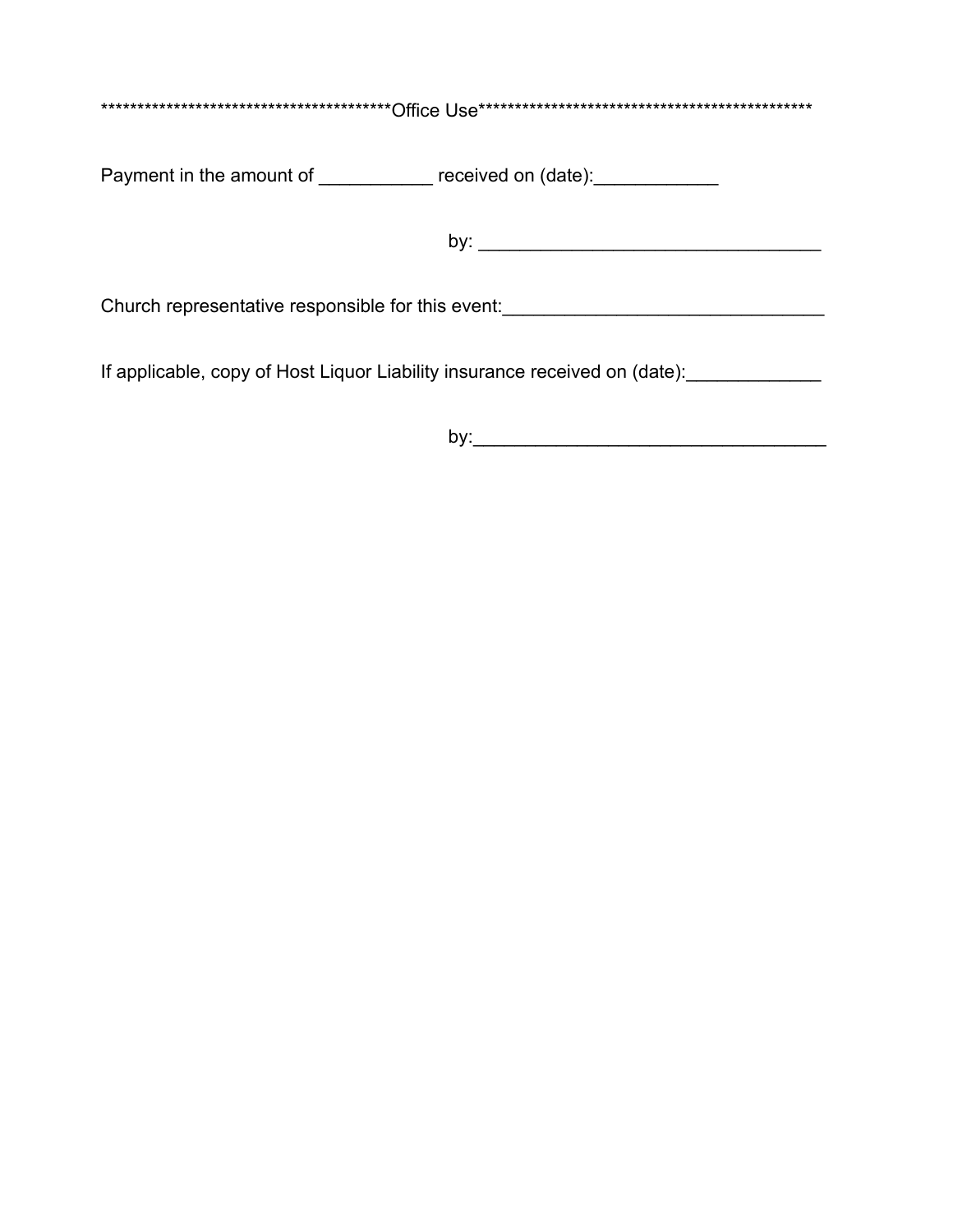******************************************Office Use************************************************

Payment in the amount of ___________ received on (date):____________

by: _________________________________

Church representative responsible for this event:_______________________________

If applicable, copy of Host Liquor Liability insurance received on (date):_____________

by:_________________________________